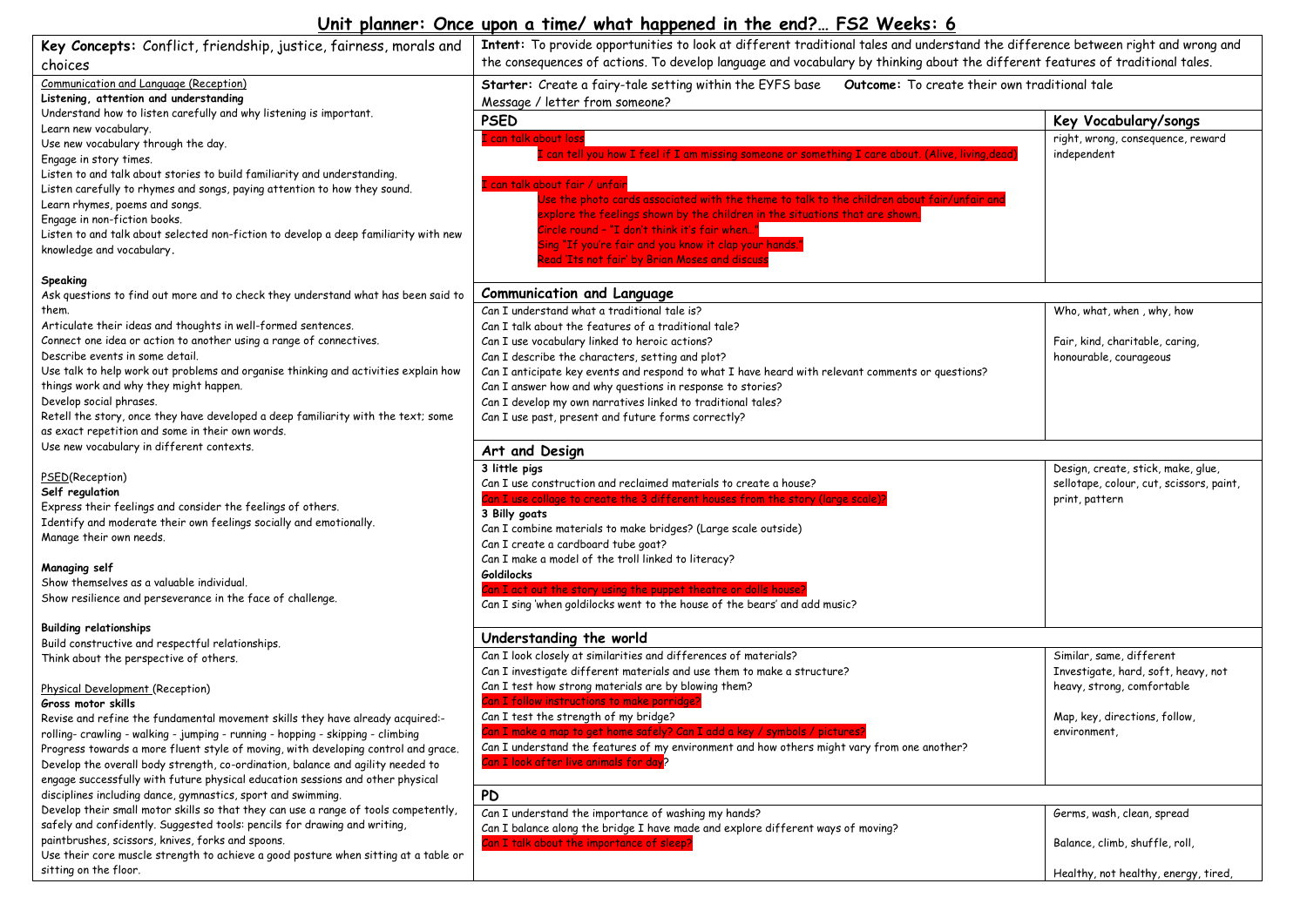# Unit planner: Once upon a time/ what happened in the end?… FS2 Weeks: 6

**Key Concepts:** Conflict, friendship, justice, fairness, morals and choices

**Intent:** To provide opportunities to look at different traditional tales and understand the difference between right and wrong and the consequences of actions. To develop language and vocabulary by thinking about the different features of traditional tales.

Communication and Language (Reception)

**Listening, attention and understanding**

Understand how to listen carefully and why listening is important.
Learn new vocabulary.
Use new vocabulary through the day.
Engage in story times.
Listen to and talk about stories to build familiarity and understanding.
Listen carefully to rhymes and songs, paying attention to how they sound.
Learn rhymes, poems and songs.
Engage in non-fiction books.
Listen to and talk about selected non-fiction to develop a deep familiarity with new knowledge and vocabulary.

**Speaking**

Ask questions to find out more and to check they understand what has been said to them.
Articulate their ideas and thoughts in well-formed sentences.
Connect one idea or action to another using a range of connectives.
Describe events in some detail.
Use talk to help work out problems and organise thinking and activities explain how things work and why they might happen.
Develop social phrases.
Retell the story, once they have developed a deep familiarity with the text; some as exact repetition and some in their own words.
Use new vocabulary in different contexts.

PSED(Reception)

**Self regulation**

Express their feelings and consider the feelings of others.
Identify and moderate their own feelings socially and emotionally.
Manage their own needs.

**Managing self**

Show themselves as a valuable individual.
Show resilience and perseverance in the face of challenge.

**Building relationships**

Build constructive and respectful relationships.
Think about the perspective of others.

Physical Development (Reception)

**Gross motor skills**

Revise and refine the fundamental movement skills they have already acquired:- rolling- crawling - walking - jumping - running - hopping - skipping - climbing
Progress towards a more fluent style of moving, with developing control and grace.
Develop the overall body strength, co-ordination, balance and agility needed to engage successfully with future physical education sessions and other physical disciplines including dance, gymnastics, sport and swimming.
Develop their small motor skills so that they can use a range of tools competently, safely and confidently. Suggested tools: pencils for drawing and writing, paintbrushes, scissors, knives, forks and spoons.
Use their core muscle strength to achieve a good posture when sitting at a table or sitting on the floor.

**Starter:** Create a fairy-tale setting within the EYFS base Message / letter from someone?

**Outcome:** To create their own traditional tale

| PSED | Key Vocabulary/songs |
|---|---|
| I can talk about loss<br>I can tell you how I feel if I am missing someone or something I care about. (Alive, living,dead)<br><br>I can talk about fair / unfair<br>Use the photo cards associated with the theme to talk to the children about fair/unfair and explore the feelings shown by the children in the situations that are shown.<br>Circle round – "I don't think it's fair when…"<br>Sing "If you're fair and you know it clap your hands."<br>Read 'Its not fair' by Brian Moses and discuss | right, wrong, consequence, reward<br>independent |
| **Communication and Language** | |
| Can I understand what a traditional tale is?<br>Can I talk about the features of a traditional tale?<br>Can I use vocabulary linked to heroic actions?<br>Can I describe the characters, setting and plot?<br>Can I anticipate key events and respond to what I have heard with relevant comments or questions?<br>Can I answer how and why questions in response to stories?<br>Can I develop my own narratives linked to traditional tales?<br>Can I use past, present and future forms correctly? | Who, what, when , why, how<br><br>Fair, kind, charitable, caring, honourable, courageous |
| **Art and Design** | |
| **3 little pigs**<br>Can I use construction and reclaimed materials to create a house?<br>Can I use collage to create the 3 different houses from the story (large scale)?<br>**3 Billy goats**<br>Can I combine materials to make bridges? (Large scale outside)<br>Can I create a cardboard tube goat?<br>Can I make a model of the troll linked to literacy?<br>**Goldilocks**<br>Can I act out the story using the puppet theatre or dolls house?<br>Can I sing 'when goldilocks went to the house of the bears' and add music? | Design, create, stick, make, glue, sellotape, colour, cut, scissors, paint, print, pattern |
| **Understanding the world** | |
| Can I look closely at similarities and differences of materials?<br>Can I investigate different materials and use them to make a structure?<br>Can I test how strong materials are by blowing them?<br>Can I follow instructions to make porridge?<br>Can I test the strength of my bridge?<br>Can I make a map to get home safely? Can I add a key / symbols / pictures?<br>Can I understand the features of my environment and how others might vary from one another?<br>Can I look after live animals for day? | Similar, same, different<br>Investigate, hard, soft, heavy, not heavy, strong, comfortable<br><br>Map, key, directions, follow, environment, |
| **PD** | |
| Can I understand the importance of washing my hands?<br>Can I balance along the bridge I have made and explore different ways of moving?<br>Can I talk about the importance of sleep? | Germs, wash, clean, spread<br><br>Balance, climb, shuffle, roll,<br><br>Healthy, not healthy, energy, tired, |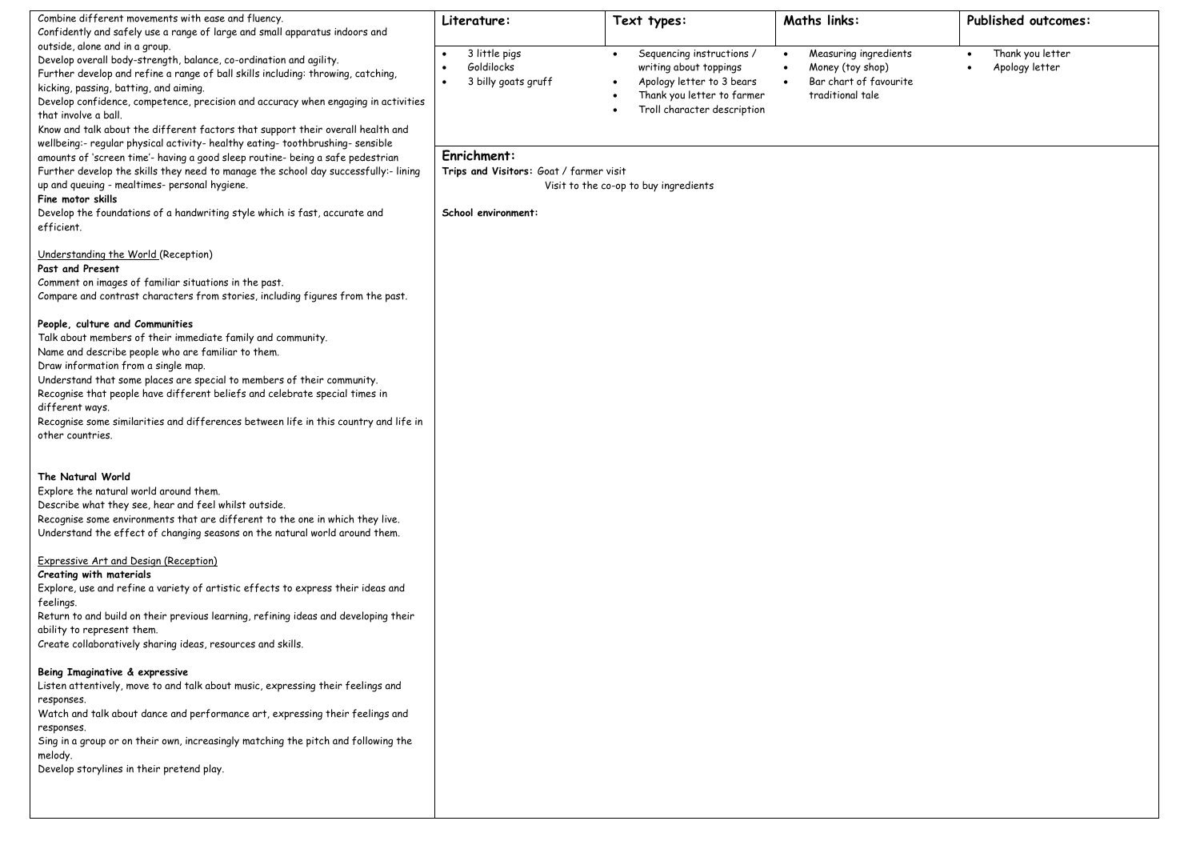Combine different movements with ease and fluency.
Confidently and safely use a range of large and small apparatus indoors and outside, alone and in a group.
Develop overall body-strength, balance, co-ordination and agility.
Further develop and refine a range of ball skills including: throwing, catching, kicking, passing, batting, and aiming.
Develop confidence, competence, precision and accuracy when engaging in activities that involve a ball.
Know and talk about the different factors that support their overall health and wellbeing:- regular physical activity- healthy eating- toothbrushing- sensible amounts of 'screen time'- having a good sleep routine- being a safe pedestrian
Further develop the skills they need to manage the school day successfully:- lining up and queuing - mealtimes- personal hygiene.

**Fine motor skills**

Develop the foundations of a handwriting style which is fast, accurate and efficient.

Understanding the World (Reception)

**Past and Present**

Comment on images of familiar situations in the past.
Compare and contrast characters from stories, including figures from the past.

**People, culture and Communities**

Talk about members of their immediate family and community.
Name and describe people who are familiar to them.
Draw information from a single map.
Understand that some places are special to members of their community.
Recognise that people have different beliefs and celebrate special times in different ways.
Recognise some similarities and differences between life in this country and life in other countries.

**The Natural World**

Explore the natural world around them.
Describe what they see, hear and feel whilst outside.
Recognise some environments that are different to the one in which they live.
Understand the effect of changing seasons on the natural world around them.

Expressive Art and Design (Reception)

**Creating with materials**

Explore, use and refine a variety of artistic effects to express their ideas and feelings.
Return to and build on their previous learning, refining ideas and developing their ability to represent them.
Create collaboratively sharing ideas, resources and skills.

**Being Imaginative & expressive**

Listen attentively, move to and talk about music, expressing their feelings and responses.
Watch and talk about dance and performance art, expressing their feelings and responses.
Sing in a group or on their own, increasingly matching the pitch and following the melody.
Develop storylines in their pretend play.

| Literature: | Text types: | Maths links: | Published outcomes: |
|---|---|---|---|
| • 3 little pigs<br>• Goldilocks<br>• 3 billy goats gruff | • Sequencing instructions / writing about toppings<br>• Apology letter to 3 bears<br>• Thank you letter to farmer<br>• Troll character description | • Measuring ingredients<br>• Money (toy shop)<br>• Bar chart of favourite traditional tale | • Thank you letter<br>• Apology letter |

**Enrichment:**

**Trips and Visitors:** Goat / farmer visit
Visit to the co-op to buy ingredients

**School environment:**